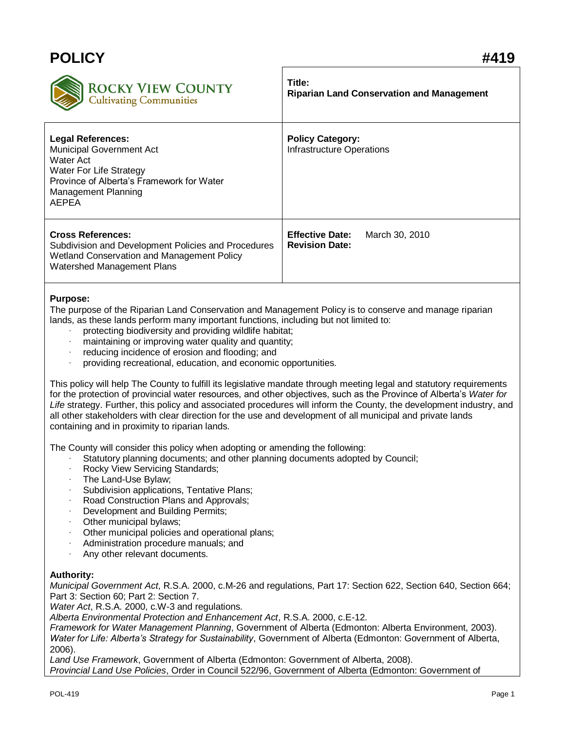# POLICY #419

| | |
|---|---|
| ROCKY VIEW COUNTY<br>Cultivating Communities | **Title:**<br>**Riparian Land Conservation and Management** |
| **Legal References:**<br>Municipal Government Act<br>Water Act<br>Water For Life Strategy<br>Province of Alberta's Framework for Water Management Planning<br>AEPEA | **Policy Category:**<br>Infrastructure Operations |
| **Cross References:**<br>Subdivision and Development Policies and Procedures<br>Wetland Conservation and Management Policy<br>Watershed Management Plans | **Effective Date:** March 30, 2010<br>**Revision Date:** |

**Purpose:**

The purpose of the Riparian Land Conservation and Management Policy is to conserve and manage riparian lands, as these lands perform many important functions, including but not limited to:

- protecting biodiversity and providing wildlife habitat;
- maintaining or improving water quality and quantity;
- reducing incidence of erosion and flooding; and
- providing recreational, education, and economic opportunities.

This policy will help The County to fulfill its legislative mandate through meeting legal and statutory requirements for the protection of provincial water resources, and other objectives, such as the Province of Alberta's *Water for Life* strategy. Further, this policy and associated procedures will inform the County, the development industry, and all other stakeholders with clear direction for the use and development of all municipal and private lands containing and in proximity to riparian lands.

The County will consider this policy when adopting or amending the following:

- Statutory planning documents; and other planning documents adopted by Council;
- Rocky View Servicing Standards;
- The Land-Use Bylaw;
- Subdivision applications, Tentative Plans;
- Road Construction Plans and Approvals;
- Development and Building Permits;
- Other municipal bylaws;
- Other municipal policies and operational plans;
- Administration procedure manuals; and
- Any other relevant documents.

**Authority:**

*Municipal Government Act*, R.S.A. 2000, c.M-26 and regulations, Part 17: Section 622, Section 640, Section 664; Part 3: Section 60; Part 2: Section 7.
*Water Act*, R.S.A. 2000, c.W-3 and regulations.
*Alberta Environmental Protection and Enhancement Act*, R.S.A. 2000, c.E-12.
*Framework for Water Management Planning*, Government of Alberta (Edmonton: Alberta Environment, 2003).
*Water for Life: Alberta's Strategy for Sustainability*, Government of Alberta (Edmonton: Government of Alberta, 2006).
*Land Use Framework*, Government of Alberta (Edmonton: Government of Alberta, 2008).
*Provincial Land Use Policies*, Order in Council 522/96, Government of Alberta (Edmonton: Government of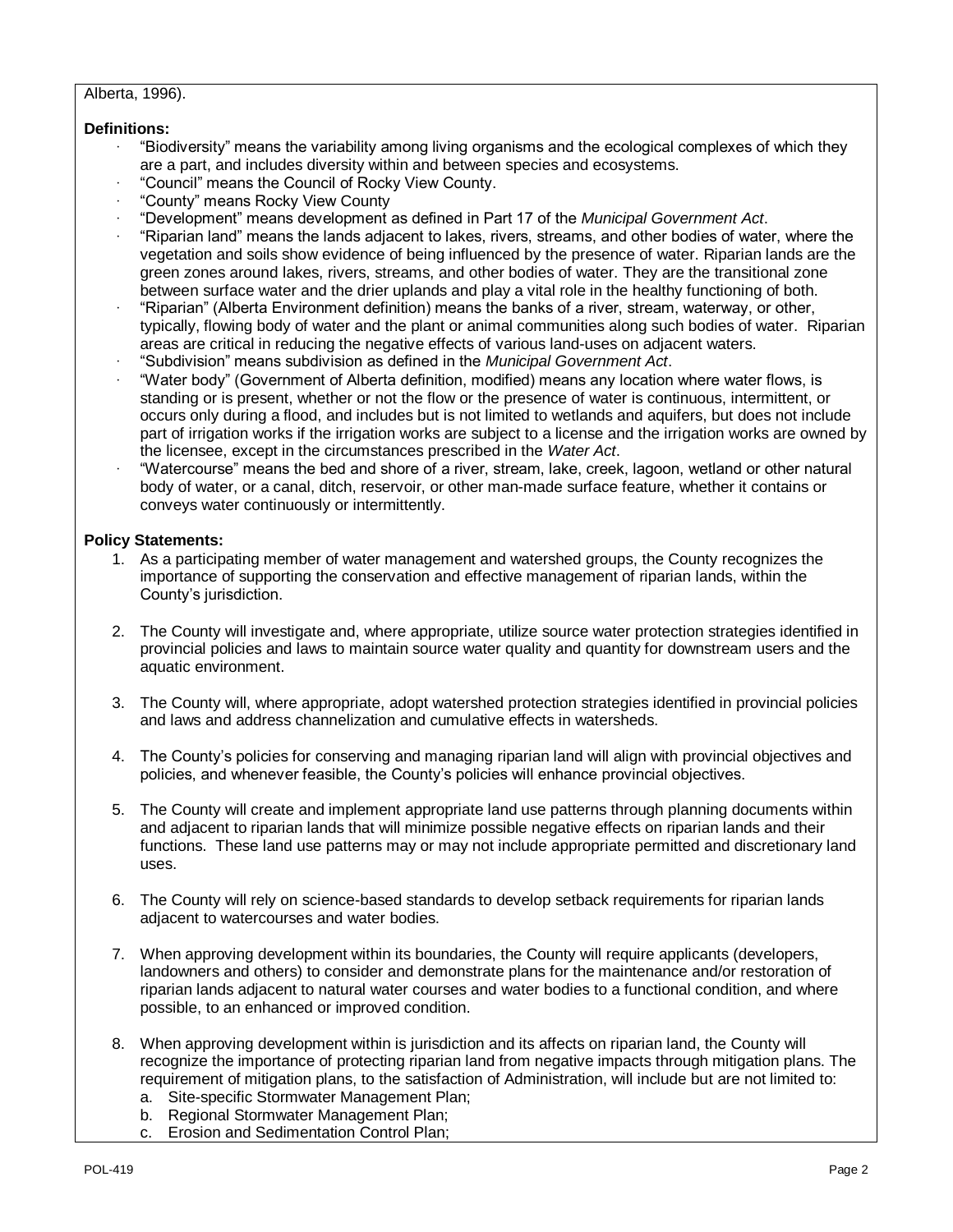Alberta, 1996).

**Definitions:**

- "Biodiversity" means the variability among living organisms and the ecological complexes of which they are a part, and includes diversity within and between species and ecosystems.
- "Council" means the Council of Rocky View County.
- "County" means Rocky View County
- "Development" means development as defined in Part 17 of the *Municipal Government Act*.
- "Riparian land" means the lands adjacent to lakes, rivers, streams, and other bodies of water, where the vegetation and soils show evidence of being influenced by the presence of water. Riparian lands are the green zones around lakes, rivers, streams, and other bodies of water. They are the transitional zone between surface water and the drier uplands and play a vital role in the healthy functioning of both.
- "Riparian" (Alberta Environment definition) means the banks of a river, stream, waterway, or other, typically, flowing body of water and the plant or animal communities along such bodies of water. Riparian areas are critical in reducing the negative effects of various land-uses on adjacent waters.
- "Subdivision" means subdivision as defined in the *Municipal Government Act*.
- "Water body" (Government of Alberta definition, modified) means any location where water flows, is standing or is present, whether or not the flow or the presence of water is continuous, intermittent, or occurs only during a flood, and includes but is not limited to wetlands and aquifers, but does not include part of irrigation works if the irrigation works are subject to a license and the irrigation works are owned by the licensee, except in the circumstances prescribed in the *Water Act*.
- "Watercourse" means the bed and shore of a river, stream, lake, creek, lagoon, wetland or other natural body of water, or a canal, ditch, reservoir, or other man-made surface feature, whether it contains or conveys water continuously or intermittently.

**Policy Statements:**

1. As a participating member of water management and watershed groups, the County recognizes the importance of supporting the conservation and effective management of riparian lands, within the County's jurisdiction.

2. The County will investigate and, where appropriate, utilize source water protection strategies identified in provincial policies and laws to maintain source water quality and quantity for downstream users and the aquatic environment.

3. The County will, where appropriate, adopt watershed protection strategies identified in provincial policies and laws and address channelization and cumulative effects in watersheds.

4. The County's policies for conserving and managing riparian land will align with provincial objectives and policies, and whenever feasible, the County's policies will enhance provincial objectives.

5. The County will create and implement appropriate land use patterns through planning documents within and adjacent to riparian lands that will minimize possible negative effects on riparian lands and their functions. These land use patterns may or may not include appropriate permitted and discretionary land uses.

6. The County will rely on science-based standards to develop setback requirements for riparian lands adjacent to watercourses and water bodies.

7. When approving development within its boundaries, the County will require applicants (developers, landowners and others) to consider and demonstrate plans for the maintenance and/or restoration of riparian lands adjacent to natural water courses and water bodies to a functional condition, and where possible, to an enhanced or improved condition.

8. When approving development within is jurisdiction and its affects on riparian land, the County will recognize the importance of protecting riparian land from negative impacts through mitigation plans. The requirement of mitigation plans, to the satisfaction of Administration, will include but are not limited to:
   a. Site-specific Stormwater Management Plan;
   b. Regional Stormwater Management Plan;
   c. Erosion and Sedimentation Control Plan;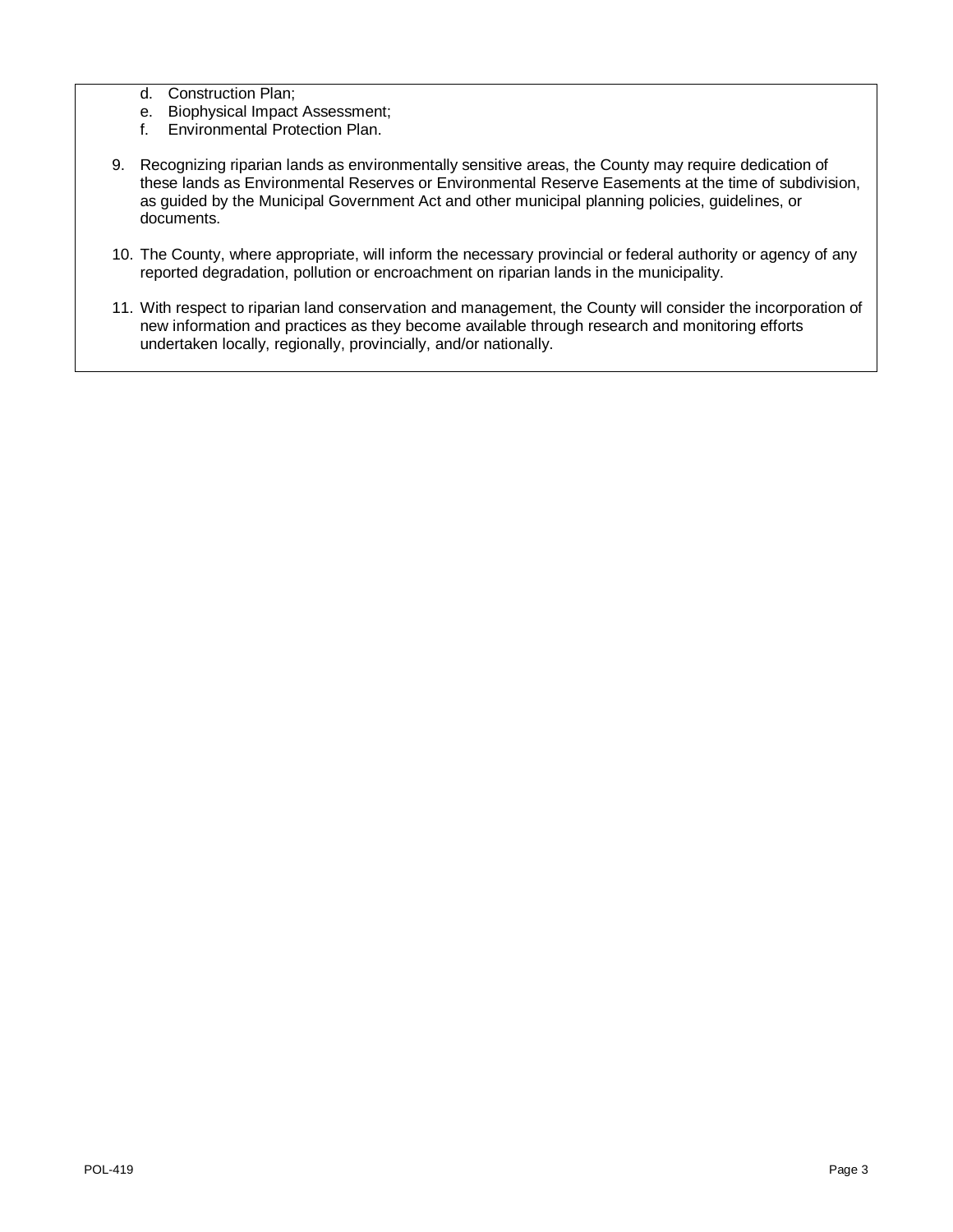d. Construction Plan;
   e. Biophysical Impact Assessment;
   f. Environmental Protection Plan.

9. Recognizing riparian lands as environmentally sensitive areas, the County may require dedication of these lands as Environmental Reserves or Environmental Reserve Easements at the time of subdivision, as guided by the Municipal Government Act and other municipal planning policies, guidelines, or documents.

10. The County, where appropriate, will inform the necessary provincial or federal authority or agency of any reported degradation, pollution or encroachment on riparian lands in the municipality.

11. With respect to riparian land conservation and management, the County will consider the incorporation of new information and practices as they become available through research and monitoring efforts undertaken locally, regionally, provincially, and/or nationally.